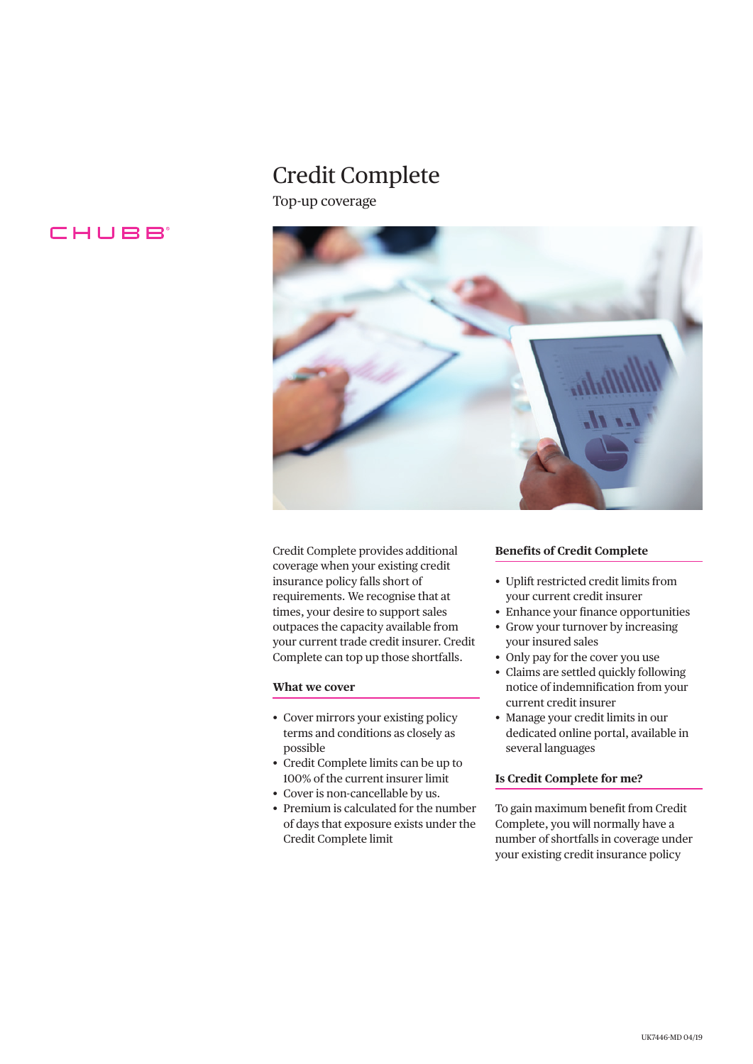# Credit Complete

Top-up coverage

Credit Complete provides additional coverage when your existing credit insurance policy falls short of requirements. We recognise that at times, your desire to support sales outpaces the capacity available from your current trade credit insurer. Credit Complete can top up those shortfalls.

## What we cover

- Cover mirrors your existing policy terms and conditions as closely as possible
- Credit Complete limits can be up to 100% of the current insurer limit
- Cover is non-cancellable by us.
- Premium is calculated for the number of days that exposure exists under the Credit Complete limit

## Benefits of Credit Complete

- Uplift restricted credit limits from your current credit insurer
- Enhance your finance opportunities
- Grow your turnover by increasing your insured sales
- Only pay for the cover you use
- Claims are settled quickly following notice of indemnification from your current credit insurer
- Manage your credit limits in our dedicated online portal, available in several languages

## Is Credit Complete for me?

To gain maximum benefit from Credit Complete, you will normally have a number of shortfalls in coverage under your existing credit insurance policy

UK7446-MD 04/19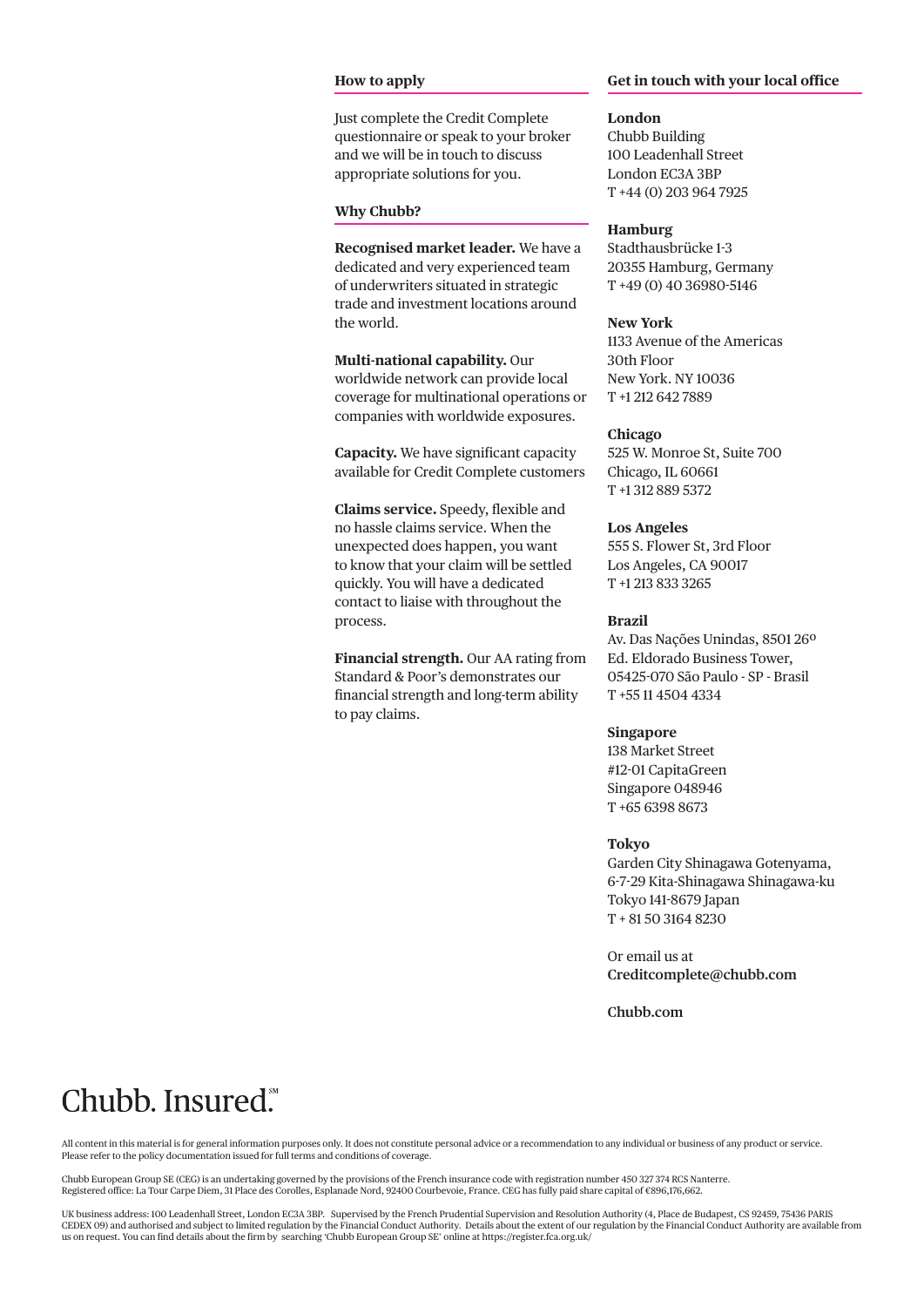## How to apply

Just complete the Credit Complete questionnaire or speak to your broker and we will be in touch to discuss appropriate solutions for you.

## Why Chubb?

**Recognised market leader.** We have a dedicated and very experienced team of underwriters situated in strategic trade and investment locations around the world.

**Multi-national capability.** Our worldwide network can provide local coverage for multinational operations or companies with worldwide exposures.

**Capacity.** We have significant capacity available for Credit Complete customers

**Claims service.** Speedy, flexible and no hassle claims service. When the unexpected does happen, you want to know that your claim will be settled quickly. You will have a dedicated contact to liaise with throughout the process.

**Financial strength.** Our AA rating from Standard & Poor's demonstrates our financial strength and long-term ability to pay claims.

## Get in touch with your local office

**London**
Chubb Building
100 Leadenhall Street
London EC3A 3BP
T +44 (0) 203 964 7925

**Hamburg**
Stadthausbrücke 1-3
20355 Hamburg, Germany
T +49 (0) 40 36980-5146

**New York**
1133 Avenue of the Americas
30th Floor
New York. NY 10036
T +1 212 642 7889

**Chicago**
525 W. Monroe St, Suite 700
Chicago, IL 60661
T +1 312 889 5372

**Los Angeles**
555 S. Flower St, 3rd Floor
Los Angeles, CA 90017
T +1 213 833 3265

**Brazil**
Av. Das Nações Unindas, 8501 26º
Ed. Eldorado Business Tower,
05425-070 São Paulo - SP - Brasil
T +55 11 4504 4334

**Singapore**
138 Market Street
#12-01 CapitaGreen
Singapore 048946
T +65 6398 8673

**Tokyo**
Garden City Shinagawa Gotenyama,
6-7-29 Kita-Shinagawa Shinagawa-ku
Tokyo 141-8679 Japan
T + 81 50 3164 8230

Or email us at
**Creditcomplete@chubb.com**

**Chubb.com**

Chubb. Insured.℠

All content in this material is for general information purposes only. It does not constitute personal advice or a recommendation to any individual or business of any product or service. Please refer to the policy documentation issued for full terms and conditions of coverage.

Chubb European Group SE (CEG) is an undertaking governed by the provisions of the French insurance code with registration number 450 327 374 RCS Nanterre. Registered office: La Tour Carpe Diem, 31 Place des Corolles, Esplanade Nord, 92400 Courbevoie, France. CEG has fully paid share capital of €896,176,662.

UK business address: 100 Leadenhall Street, London EC3A 3BP. Supervised by the French Prudential Supervision and Resolution Authority (4, Place de Budapest, CS 92459, 75436 PARIS CEDEX 09) and authorised and subject to limited regulation by the Financial Conduct Authority. Details about the extent of our regulation by the Financial Conduct Authority are available from us on request. You can find details about the firm by searching 'Chubb European Group SE' online at https://register.fca.org.uk/